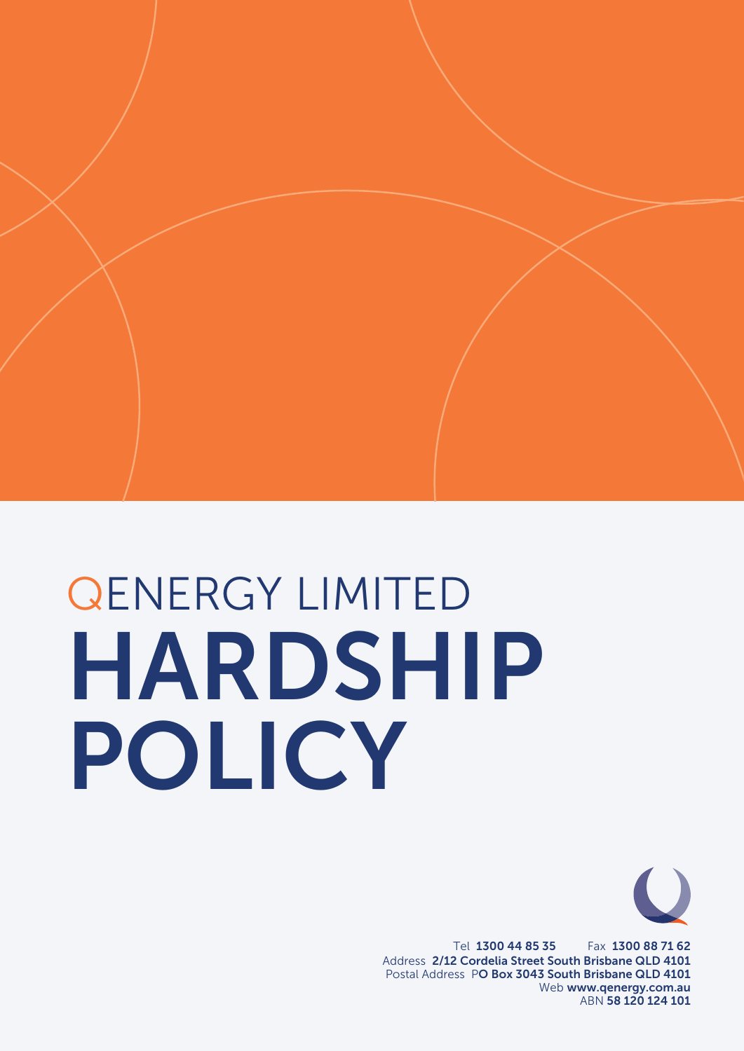# QENERGY LIMITED

# HARDSHIP POLICY

Tel **1300 44 85 35** Fax **1300 88 71 62**
Address **2/12 Cordelia Street South Brisbane QLD 4101**
Postal Address P**O Box 3043 South Brisbane QLD 4101**
Web **www.qenergy.com.au**
ABN **58 120 124 101**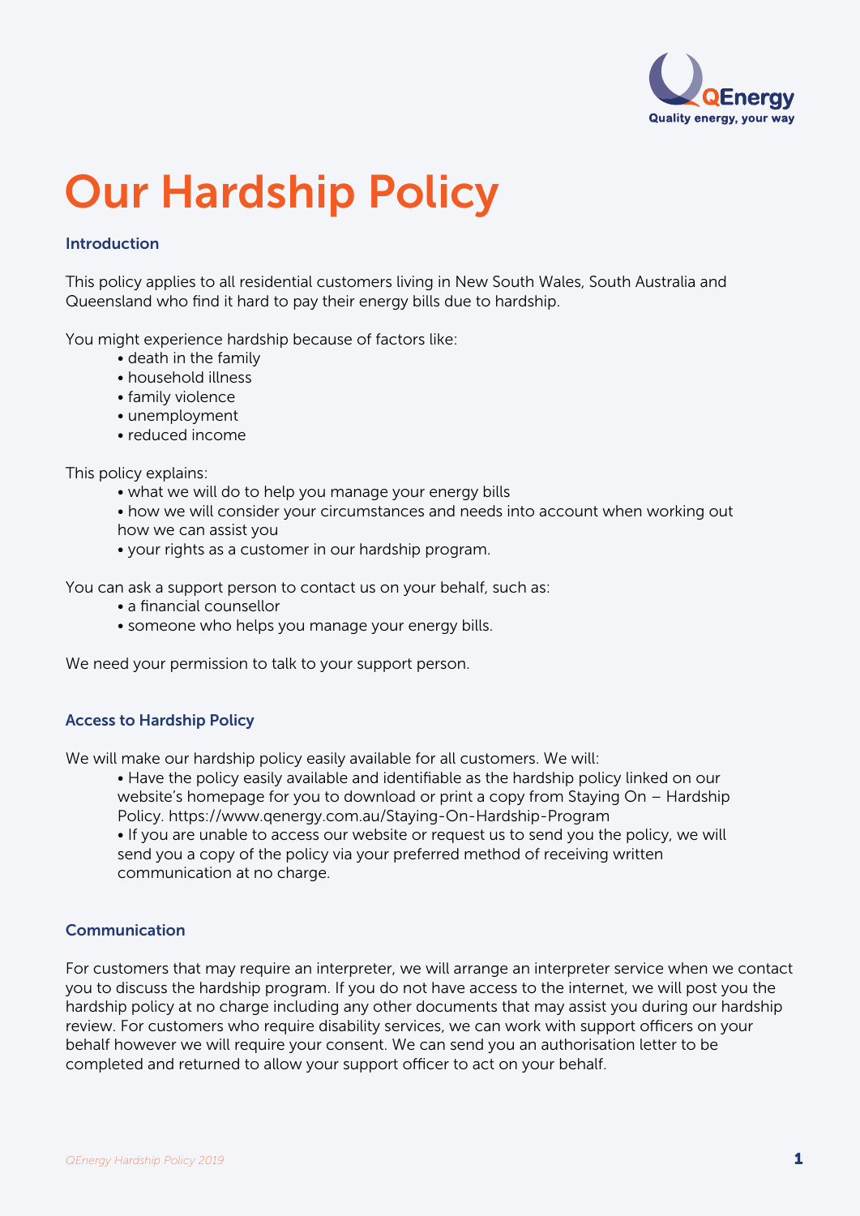# Our Hardship Policy

### Introduction

This policy applies to all residential customers living in New South Wales, South Australia and Queensland who find it hard to pay their energy bills due to hardship.

You might experience hardship because of factors like:

- death in the family
- household illness
- family violence
- unemployment
- reduced income

This policy explains:

- what we will do to help you manage your energy bills
- how we will consider your circumstances and needs into account when working out how we can assist you
- your rights as a customer in our hardship program.

You can ask a support person to contact us on your behalf, such as:

- a financial counsellor
- someone who helps you manage your energy bills.

We need your permission to talk to your support person.

### Access to Hardship Policy

We will make our hardship policy easily available for all customers. We will:

- Have the policy easily available and identifiable as the hardship policy linked on our website's homepage for you to download or print a copy from Staying On – Hardship Policy. https://www.qenergy.com.au/Staying-On-Hardship-Program
- If you are unable to access our website or request us to send you the policy, we will send you a copy of the policy via your preferred method of receiving written communication at no charge.

### Communication

For customers that may require an interpreter, we will arrange an interpreter service when we contact you to discuss the hardship program. If you do not have access to the internet, we will post you the hardship policy at no charge including any other documents that may assist you during our hardship review. For customers who require disability services, we can work with support officers on your behalf however we will require your consent. We can send you an authorisation letter to be completed and returned to allow your support officer to act on your behalf.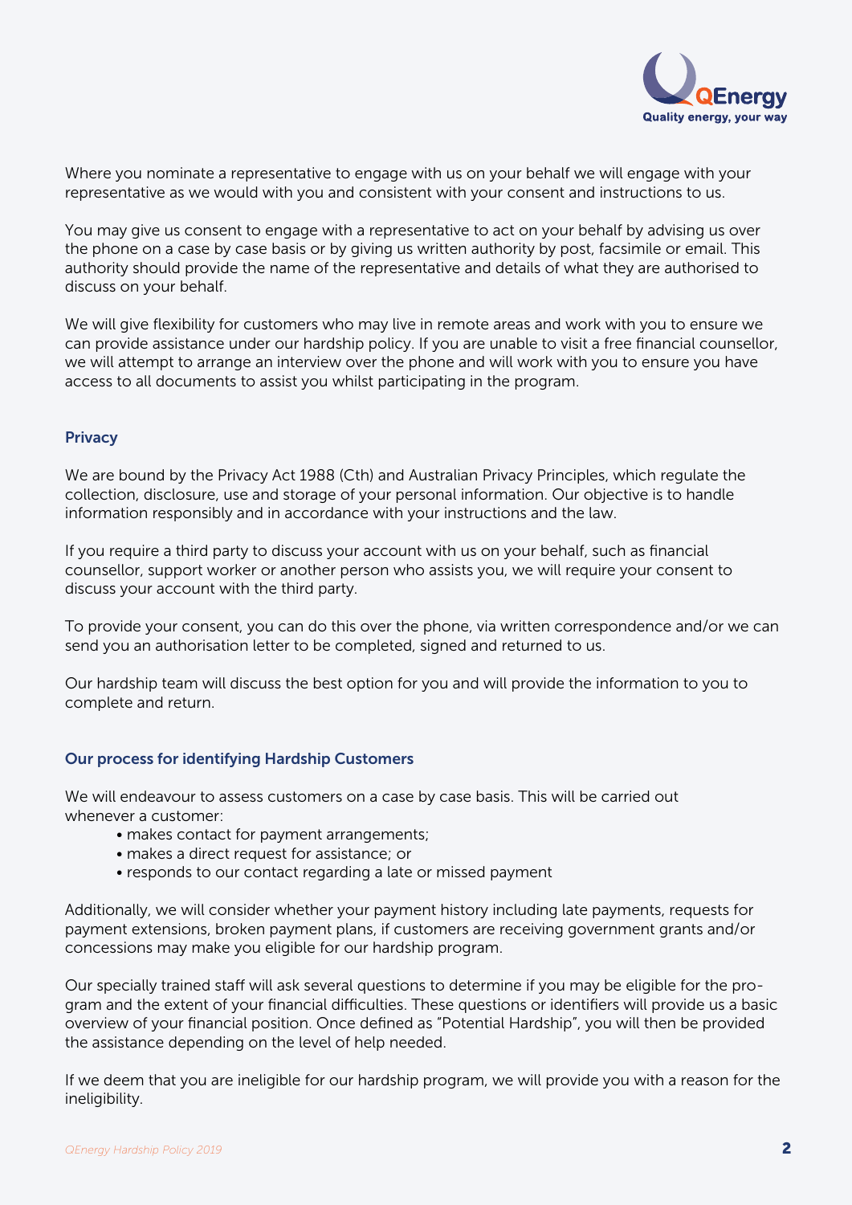Where you nominate a representative to engage with us on your behalf we will engage with your representative as we would with you and consistent with your consent and instructions to us.

You may give us consent to engage with a representative to act on your behalf by advising us over the phone on a case by case basis or by giving us written authority by post, facsimile or email. This authority should provide the name of the representative and details of what they are authorised to discuss on your behalf.

We will give flexibility for customers who may live in remote areas and work with you to ensure we can provide assistance under our hardship policy. If you are unable to visit a free financial counsellor, we will attempt to arrange an interview over the phone and will work with you to ensure you have access to all documents to assist you whilst participating in the program.

## Privacy

We are bound by the Privacy Act 1988 (Cth) and Australian Privacy Principles, which regulate the collection, disclosure, use and storage of your personal information. Our objective is to handle information responsibly and in accordance with your instructions and the law.

If you require a third party to discuss your account with us on your behalf, such as financial counsellor, support worker or another person who assists you, we will require your consent to discuss your account with the third party.

To provide your consent, you can do this over the phone, via written correspondence and/or we can send you an authorisation letter to be completed, signed and returned to us.

Our hardship team will discuss the best option for you and will provide the information to you to complete and return.

## Our process for identifying Hardship Customers

We will endeavour to assess customers on a case by case basis. This will be carried out whenever a customer:

- makes contact for payment arrangements;
- makes a direct request for assistance; or
- responds to our contact regarding a late or missed payment

Additionally, we will consider whether your payment history including late payments, requests for payment extensions, broken payment plans, if customers are receiving government grants and/or concessions may make you eligible for our hardship program.

Our specially trained staff will ask several questions to determine if you may be eligible for the program and the extent of your financial difficulties. These questions or identifiers will provide us a basic overview of your financial position. Once defined as "Potential Hardship", you will then be provided the assistance depending on the level of help needed.

If we deem that you are ineligible for our hardship program, we will provide you with a reason for the ineligibility.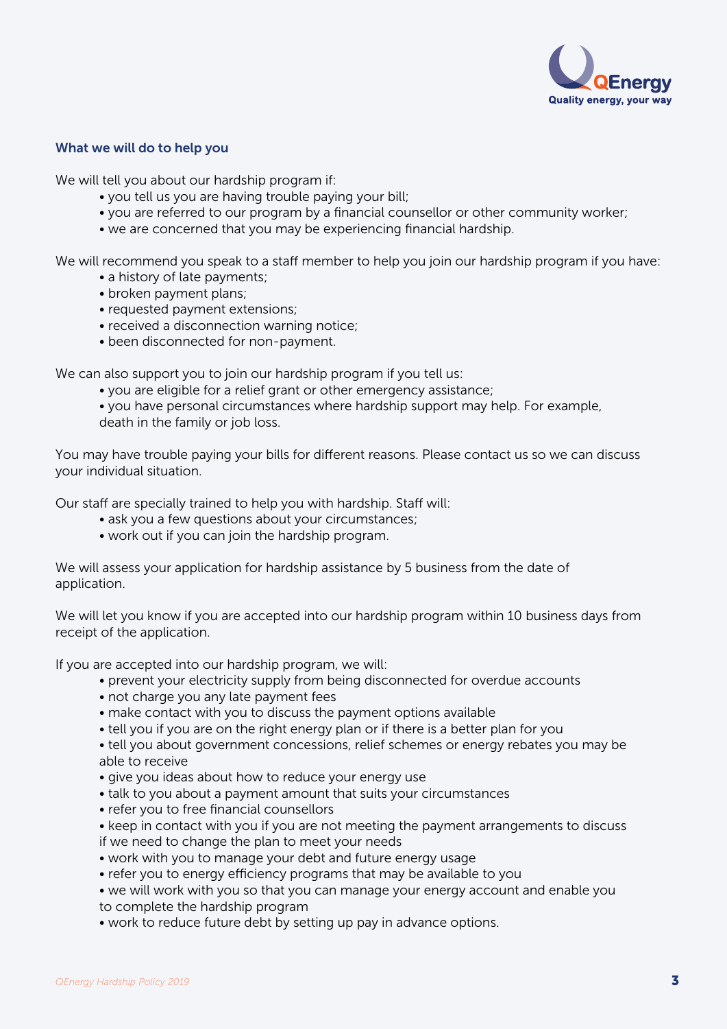## What we will do to help you

We will tell you about our hardship program if:

- you tell us you are having trouble paying your bill;
- you are referred to our program by a financial counsellor or other community worker;
- we are concerned that you may be experiencing financial hardship.

We will recommend you speak to a staff member to help you join our hardship program if you have:

- a history of late payments;
- broken payment plans;
- requested payment extensions;
- received a disconnection warning notice;
- been disconnected for non-payment.

We can also support you to join our hardship program if you tell us:

- you are eligible for a relief grant or other emergency assistance;
- you have personal circumstances where hardship support may help. For example, death in the family or job loss.

You may have trouble paying your bills for different reasons. Please contact us so we can discuss your individual situation.

Our staff are specially trained to help you with hardship. Staff will:

- ask you a few questions about your circumstances;
- work out if you can join the hardship program.

We will assess your application for hardship assistance by 5 business from the date of application.

We will let you know if you are accepted into our hardship program within 10 business days from receipt of the application.

If you are accepted into our hardship program, we will:

- prevent your electricity supply from being disconnected for overdue accounts
- not charge you any late payment fees
- make contact with you to discuss the payment options available
- tell you if you are on the right energy plan or if there is a better plan for you
- tell you about government concessions, relief schemes or energy rebates you may be able to receive
- give you ideas about how to reduce your energy use
- talk to you about a payment amount that suits your circumstances
- refer you to free financial counsellors
- keep in contact with you if you are not meeting the payment arrangements to discuss if we need to change the plan to meet your needs
- work with you to manage your debt and future energy usage
- refer you to energy efficiency programs that may be available to you
- we will work with you so that you can manage your energy account and enable you to complete the hardship program
- work to reduce future debt by setting up pay in advance options.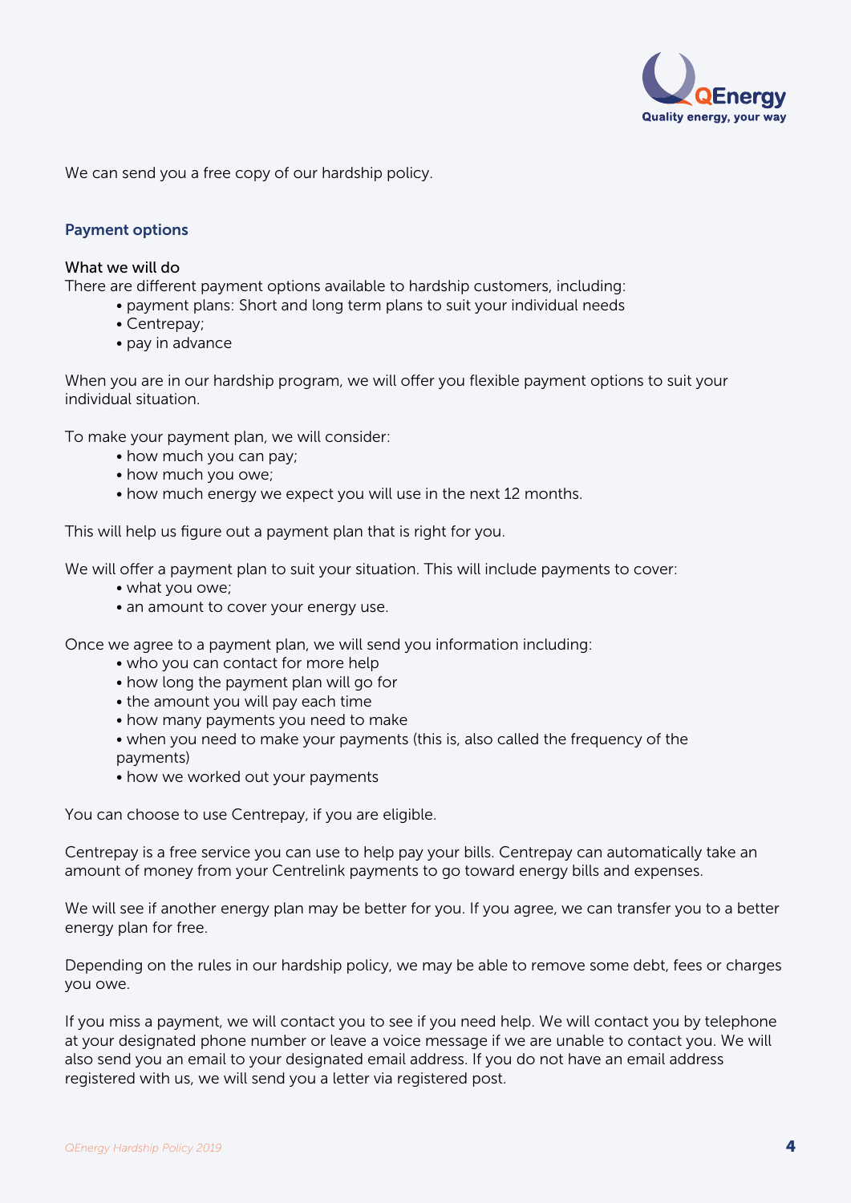We can send you a free copy of our hardship policy.

## Payment options

### What we will do

There are different payment options available to hardship customers, including:

- payment plans: Short and long term plans to suit your individual needs
- Centrepay;
- pay in advance

When you are in our hardship program, we will offer you flexible payment options to suit your individual situation.

To make your payment plan, we will consider:

- how much you can pay;
- how much you owe;
- how much energy we expect you will use in the next 12 months.

This will help us figure out a payment plan that is right for you.

We will offer a payment plan to suit your situation. This will include payments to cover:

- what you owe;
- an amount to cover your energy use.

Once we agree to a payment plan, we will send you information including:

- who you can contact for more help
- how long the payment plan will go for
- the amount you will pay each time
- how many payments you need to make
- when you need to make your payments (this is, also called the frequency of the payments)
- how we worked out your payments

You can choose to use Centrepay, if you are eligible.

Centrepay is a free service you can use to help pay your bills. Centrepay can automatically take an amount of money from your Centrelink payments to go toward energy bills and expenses.

We will see if another energy plan may be better for you. If you agree, we can transfer you to a better energy plan for free.

Depending on the rules in our hardship policy, we may be able to remove some debt, fees or charges you owe.

If you miss a payment, we will contact you to see if you need help. We will contact you by telephone at your designated phone number or leave a voice message if we are unable to contact you. We will also send you an email to your designated email address. If you do not have an email address registered with us, we will send you a letter via registered post.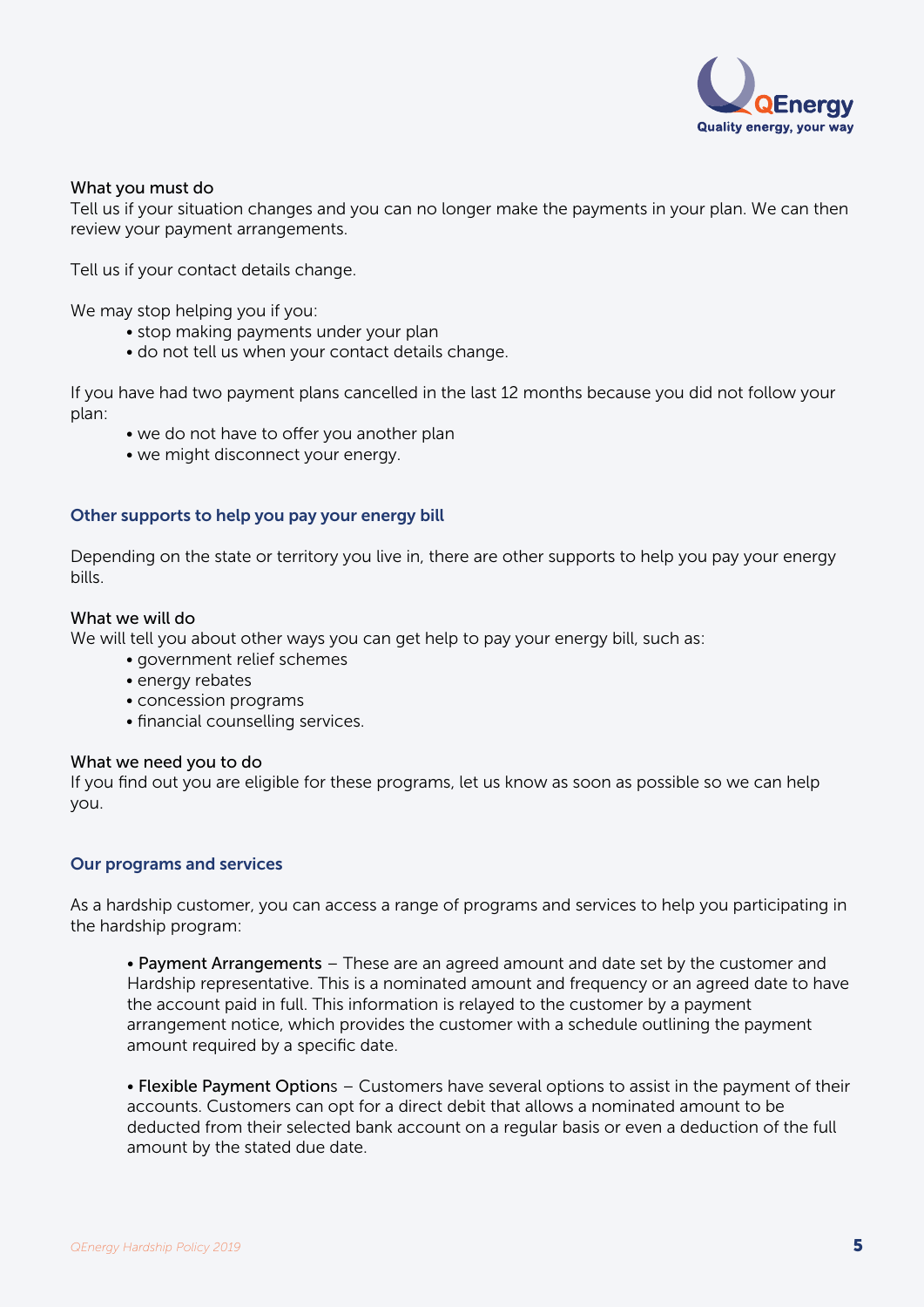What you must do

Tell us if your situation changes and you can no longer make the payments in your plan. We can then review your payment arrangements.

Tell us if your contact details change.

We may stop helping you if you:

- stop making payments under your plan
- do not tell us when your contact details change.

If you have had two payment plans cancelled in the last 12 months because you did not follow your plan:

- we do not have to offer you another plan
- we might disconnect your energy.

## Other supports to help you pay your energy bill

Depending on the state or territory you live in, there are other supports to help you pay your energy bills.

What we will do

We will tell you about other ways you can get help to pay your energy bill, such as:

- government relief schemes
- energy rebates
- concession programs
- financial counselling services.

What we need you to do

If you find out you are eligible for these programs, let us know as soon as possible so we can help you.

## Our programs and services

As a hardship customer, you can access a range of programs and services to help you participating in the hardship program:

- Payment Arrangements – These are an agreed amount and date set by the customer and Hardship representative. This is a nominated amount and frequency or an agreed date to have the account paid in full. This information is relayed to the customer by a payment arrangement notice, which provides the customer with a schedule outlining the payment amount required by a specific date.

- Flexible Payment Options – Customers have several options to assist in the payment of their accounts. Customers can opt for a direct debit that allows a nominated amount to be deducted from their selected bank account on a regular basis or even a deduction of the full amount by the stated due date.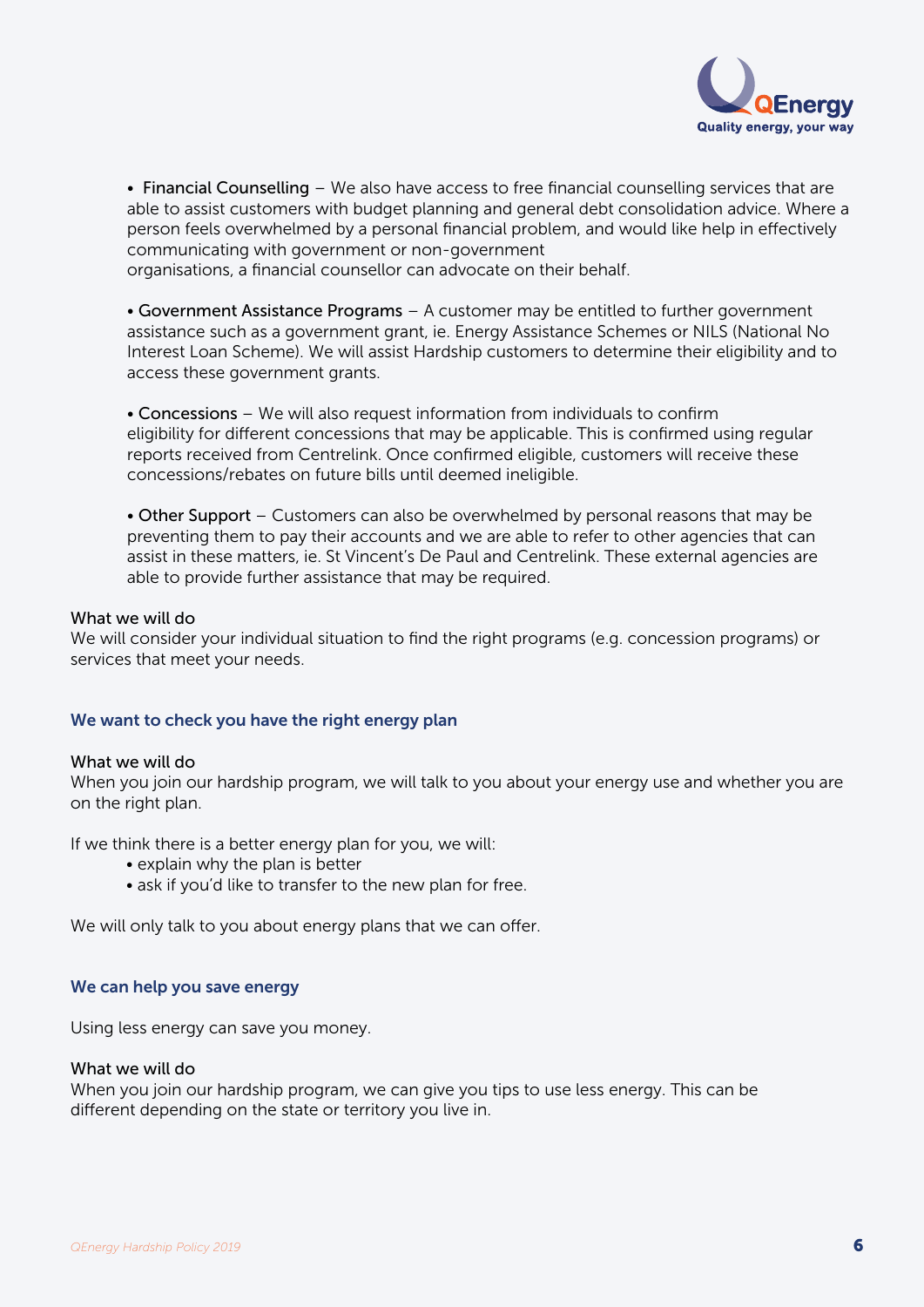- **Financial Counselling** – We also have access to free financial counselling services that are able to assist customers with budget planning and general debt consolidation advice. Where a person feels overwhelmed by a personal financial problem, and would like help in effectively communicating with government or non-government organisations, a financial counsellor can advocate on their behalf.

- **Government Assistance Programs** – A customer may be entitled to further government assistance such as a government grant, ie. Energy Assistance Schemes or NILS (National No Interest Loan Scheme). We will assist Hardship customers to determine their eligibility and to access these government grants.

- **Concessions** – We will also request information from individuals to confirm eligibility for different concessions that may be applicable. This is confirmed using regular reports received from Centrelink. Once confirmed eligible, customers will receive these concessions/rebates on future bills until deemed ineligible.

- **Other Support** – Customers can also be overwhelmed by personal reasons that may be preventing them to pay their accounts and we are able to refer to other agencies that can assist in these matters, ie. St Vincent's De Paul and Centrelink. These external agencies are able to provide further assistance that may be required.

**What we will do**
We will consider your individual situation to find the right programs (e.g. concession programs) or services that meet your needs.

## We want to check you have the right energy plan

**What we will do**
When you join our hardship program, we will talk to you about your energy use and whether you are on the right plan.

If we think there is a better energy plan for you, we will:

- explain why the plan is better
- ask if you'd like to transfer to the new plan for free.

We will only talk to you about energy plans that we can offer.

## We can help you save energy

Using less energy can save you money.

**What we will do**
When you join our hardship program, we can give you tips to use less energy. This can be different depending on the state or territory you live in.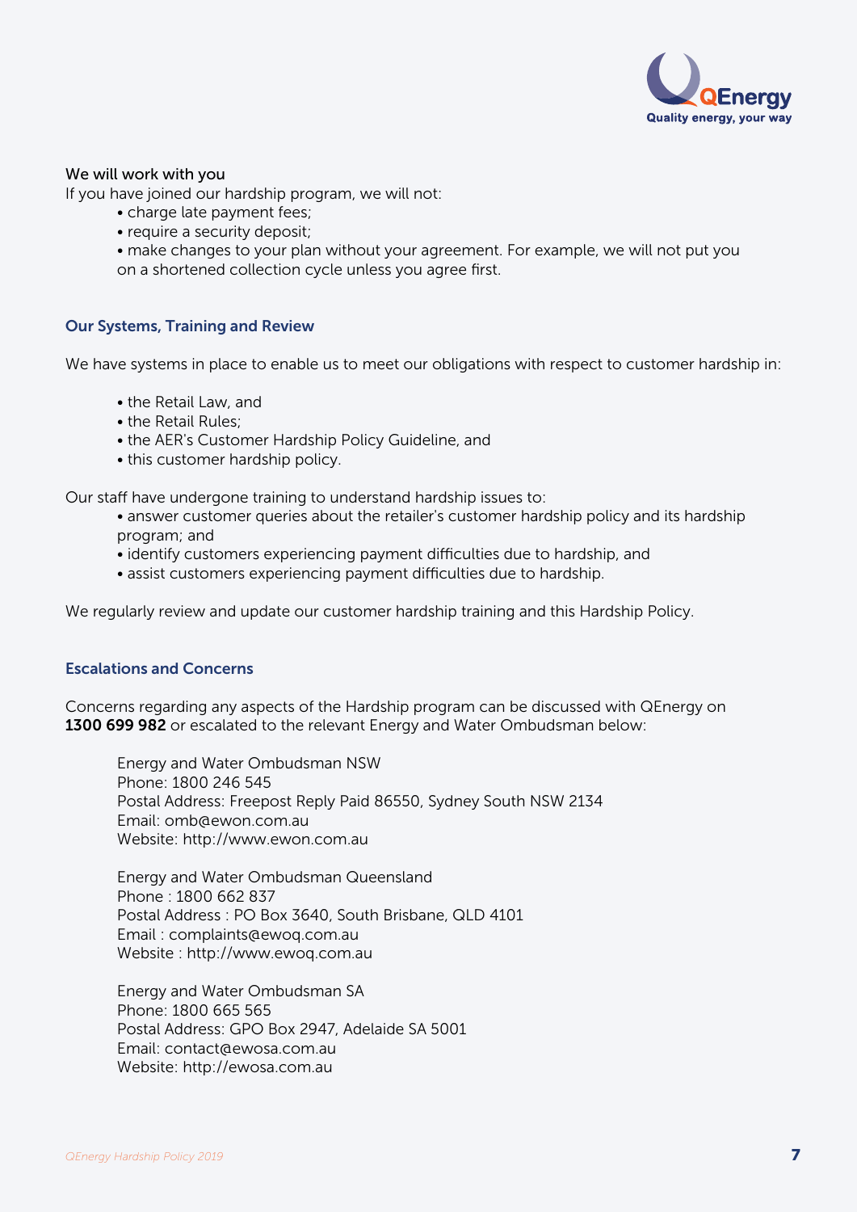### We will work with you

If you have joined our hardship program, we will not:

- charge late payment fees;
- require a security deposit;
- make changes to your plan without your agreement. For example, we will not put you on a shortened collection cycle unless you agree first.

## Our Systems, Training and Review

We have systems in place to enable us to meet our obligations with respect to customer hardship in:

- the Retail Law, and
- the Retail Rules;
- the AER's Customer Hardship Policy Guideline, and
- this customer hardship policy.

Our staff have undergone training to understand hardship issues to:

- answer customer queries about the retailer's customer hardship policy and its hardship program; and
- identify customers experiencing payment difficulties due to hardship, and
- assist customers experiencing payment difficulties due to hardship.

We regularly review and update our customer hardship training and this Hardship Policy.

## Escalations and Concerns

Concerns regarding any aspects of the Hardship program can be discussed with QEnergy on **1300 699 982** or escalated to the relevant Energy and Water Ombudsman below:

Energy and Water Ombudsman NSW
Phone: 1800 246 545
Postal Address: Freepost Reply Paid 86550, Sydney South NSW 2134
Email: omb@ewon.com.au
Website: http://www.ewon.com.au

Energy and Water Ombudsman Queensland
Phone : 1800 662 837
Postal Address : PO Box 3640, South Brisbane, QLD 4101
Email : complaints@ewoq.com.au
Website : http://www.ewoq.com.au

Energy and Water Ombudsman SA
Phone: 1800 665 565
Postal Address: GPO Box 2947, Adelaide SA 5001
Email: contact@ewosa.com.au
Website: http://ewosa.com.au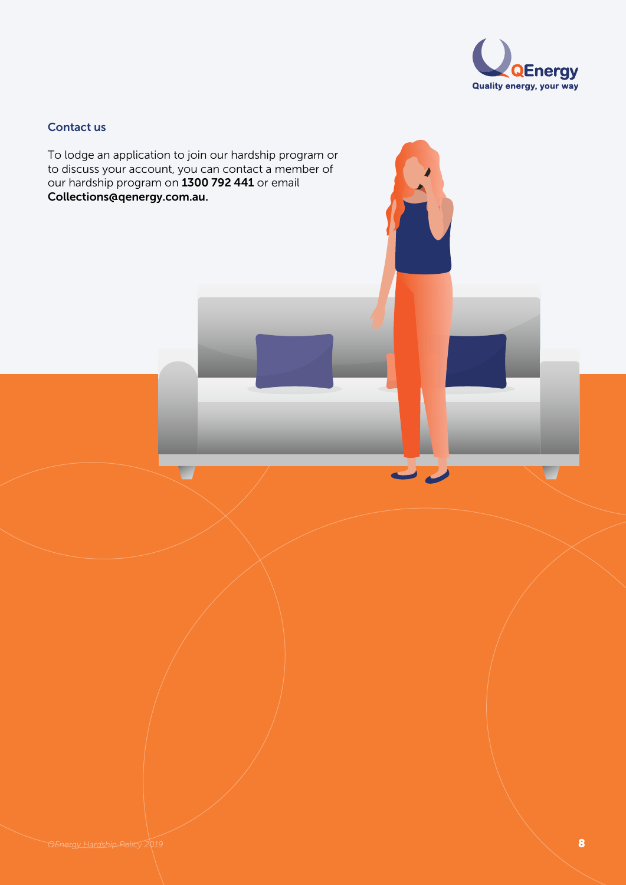## Contact us

To lodge an application to join our hardship program or to discuss your account, you can contact a member of our hardship program on **1300 792 441** or email **Collections@qenergy.com.au.**